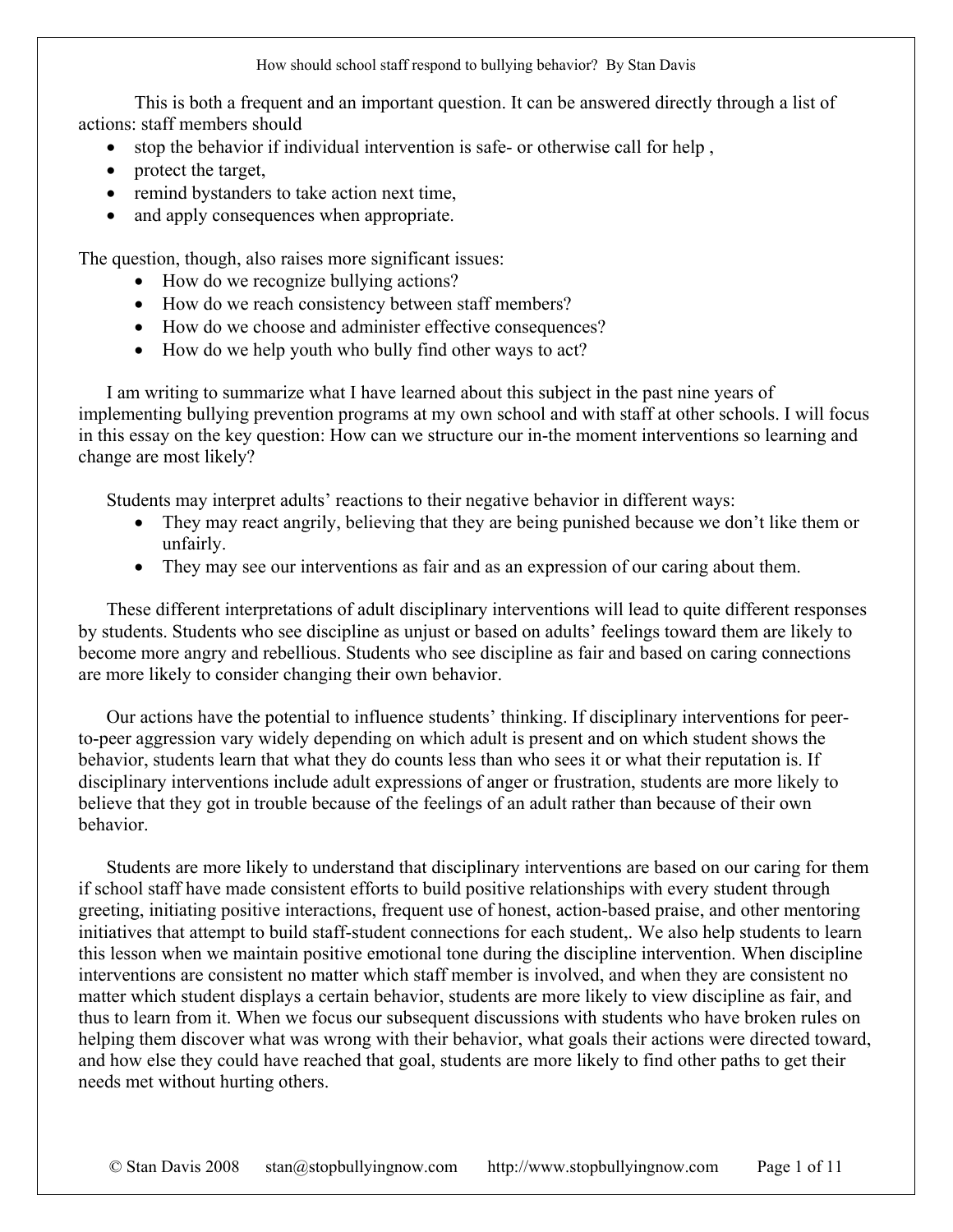# How should school staff respond to bullying behavior? By Stan Davis

This is both a frequent and an important question. It can be answered directly through a list of actions: staff members should

- stop the behavior if individual intervention is safe- or otherwise call for help ,
- protect the target,
- remind bystanders to take action next time,
- and apply consequences when appropriate.

The question, though, also raises more significant issues:

- How do we recognize bullying actions?
- How do we reach consistency between staff members?
- How do we choose and administer effective consequences?
- How do we help youth who bully find other ways to act?

I am writing to summarize what I have learned about this subject in the past nine years of implementing bullying prevention programs at my own school and with staff at other schools. I will focus in this essay on the key question: How can we structure our in-the moment interventions so learning and change are most likely?

Students may interpret adults' reactions to their negative behavior in different ways:

- They may react angrily, believing that they are being punished because we don't like them or unfairly.
- They may see our interventions as fair and as an expression of our caring about them.

These different interpretations of adult disciplinary interventions will lead to quite different responses by students. Students who see discipline as unjust or based on adults' feelings toward them are likely to become more angry and rebellious. Students who see discipline as fair and based on caring connections are more likely to consider changing their own behavior.

Our actions have the potential to influence students' thinking. If disciplinary interventions for peer-to-peer aggression vary widely depending on which adult is present and on which student shows the behavior, students learn that what they do counts less than who sees it or what their reputation is. If disciplinary interventions include adult expressions of anger or frustration, students are more likely to believe that they got in trouble because of the feelings of an adult rather than because of their own behavior.

Students are more likely to understand that disciplinary interventions are based on our caring for them if school staff have made consistent efforts to build positive relationships with every student through greeting, initiating positive interactions, frequent use of honest, action-based praise, and other mentoring initiatives that attempt to build staff-student connections for each student,. We also help students to learn this lesson when we maintain positive emotional tone during the discipline intervention. When discipline interventions are consistent no matter which staff member is involved, and when they are consistent no matter which student displays a certain behavior, students are more likely to view discipline as fair, and thus to learn from it. When we focus our subsequent discussions with students who have broken rules on helping them discover what was wrong with their behavior, what goals their actions were directed toward, and how else they could have reached that goal, students are more likely to find other paths to get their needs met without hurting others.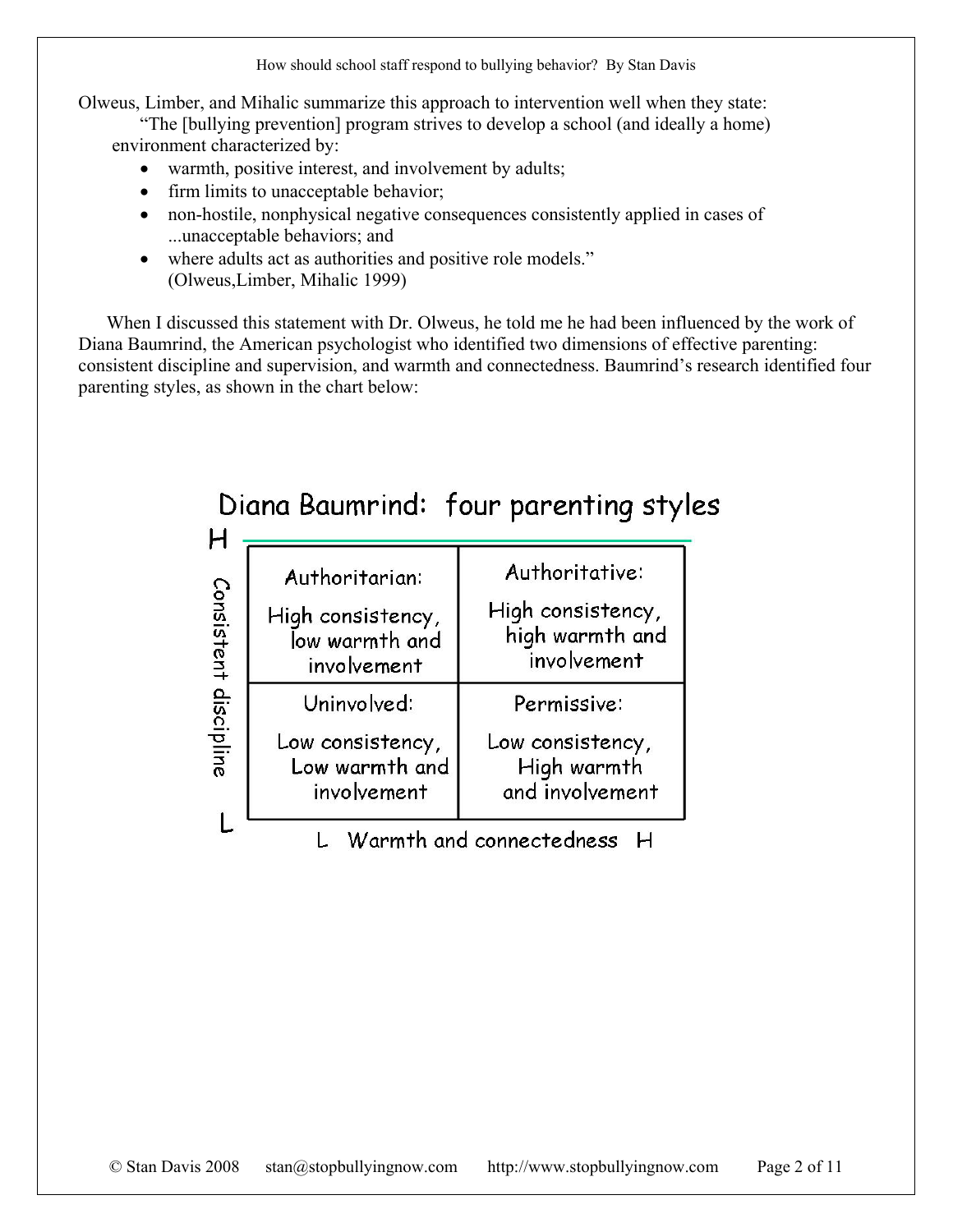Olweus, Limber, and Mihalic summarize this approach to intervention well when they state:

> "The [bullying prevention] program strives to develop a school (and ideally a home) environment characterized by:
>
> - warmth, positive interest, and involvement by adults;
> - firm limits to unacceptable behavior;
> - non-hostile, nonphysical negative consequences consistently applied in cases of ...unacceptable behaviors; and
> - where adults act as authorities and positive role models."
>
> (Olweus,Limber, Mihalic 1999)

When I discussed this statement with Dr. Olweus, he told me he had been influenced by the work of Diana Baumrind, the American psychologist who identified two dimensions of effective parenting: consistent discipline and supervision, and warmth and connectedness. Baumrind's research identified four parenting styles, as shown in the chart below:

**Diana Baumrind: four parenting styles**

| Consistent discipline (L–H) / Warmth and connectedness (L–H) | L Warmth and connectedness | H Warmth and connectedness |
|---|---|---|
| **H** Consistent discipline | Authoritarian: High consistency, low warmth and involvement | Authoritative: High consistency, high warmth and involvement |
| **L** Consistent discipline | Uninvolved: Low consistency, Low warmth and involvement | Permissive: Low consistency, High warmth and involvement |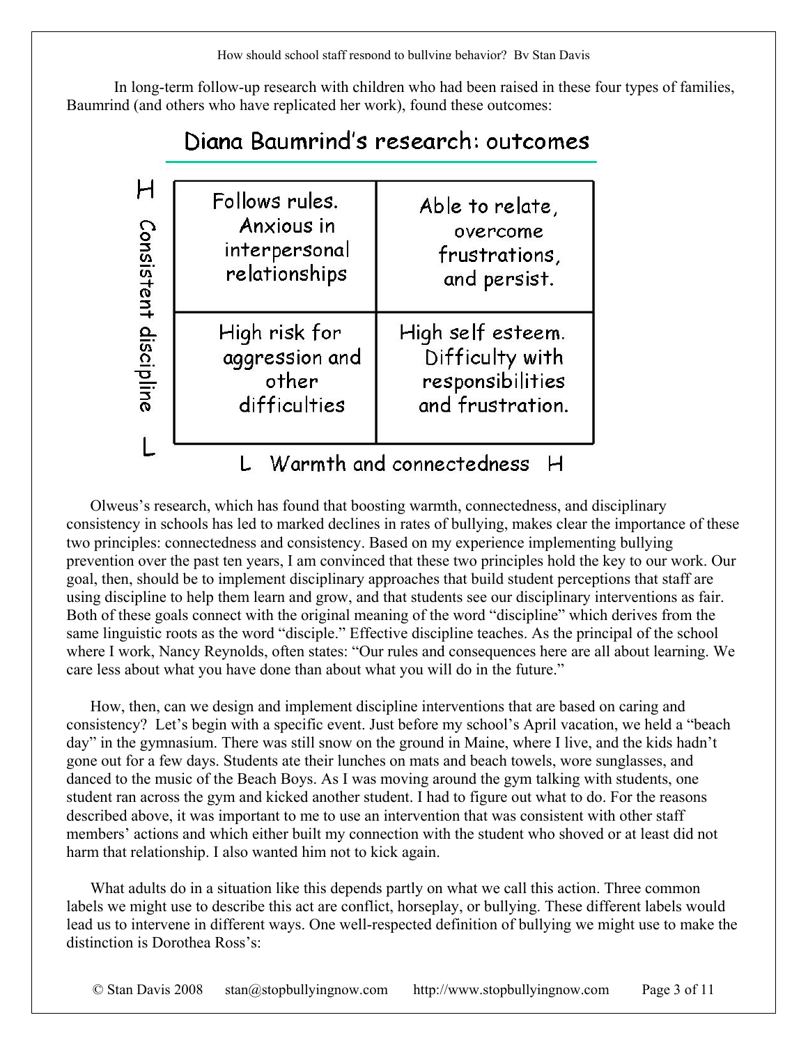In long-term follow-up research with children who had been raised in these four types of families, Baumrind (and others who have replicated her work), found these outcomes:

**Diana Baumrind's research: outcomes**

| Consistent discipline | L Warmth and connectedness | H |
|---|---|---|
| H | Follows rules. Anxious in interpersonal relationships | Able to relate, overcome frustrations, and persist. |
| L | High risk for aggression and other difficulties | High self esteem. Difficulty with responsibilities and frustration. |

Olweus's research, which has found that boosting warmth, connectedness, and disciplinary consistency in schools has led to marked declines in rates of bullying, makes clear the importance of these two principles: connectedness and consistency. Based on my experience implementing bullying prevention over the past ten years, I am convinced that these two principles hold the key to our work. Our goal, then, should be to implement disciplinary approaches that build student perceptions that staff are using discipline to help them learn and grow, and that students see our disciplinary interventions as fair. Both of these goals connect with the original meaning of the word "discipline" which derives from the same linguistic roots as the word "disciple." Effective discipline teaches. As the principal of the school where I work, Nancy Reynolds, often states: "Our rules and consequences here are all about learning. We care less about what you have done than about what you will do in the future."

How, then, can we design and implement discipline interventions that are based on caring and consistency? Let's begin with a specific event. Just before my school's April vacation, we held a "beach day" in the gymnasium. There was still snow on the ground in Maine, where I live, and the kids hadn't gone out for a few days. Students ate their lunches on mats and beach towels, wore sunglasses, and danced to the music of the Beach Boys. As I was moving around the gym talking with students, one student ran across the gym and kicked another student. I had to figure out what to do. For the reasons described above, it was important to me to use an intervention that was consistent with other staff members' actions and which either built my connection with the student who shoved or at least did not harm that relationship. I also wanted him not to kick again.

What adults do in a situation like this depends partly on what we call this action. Three common labels we might use to describe this act are conflict, horseplay, or bullying. These different labels would lead us to intervene in different ways. One well-respected definition of bullying we might use to make the distinction is Dorothea Ross's: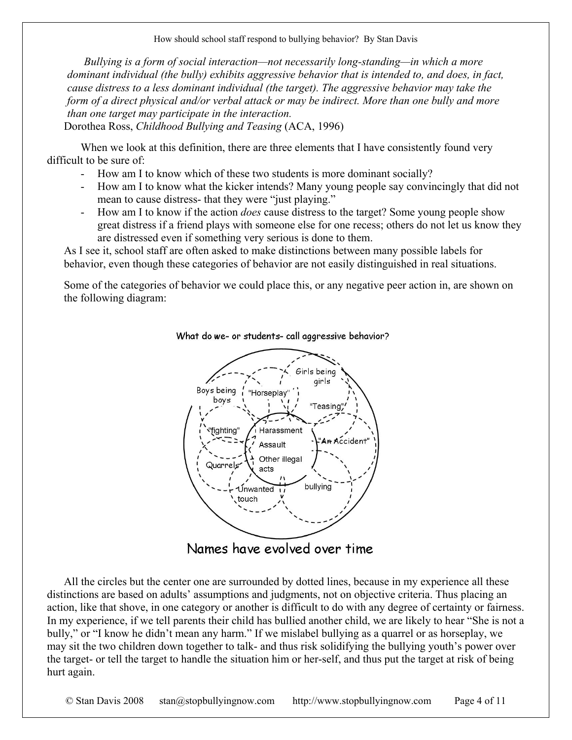*Bullying is a form of social interaction—not necessarily long-standing—in which a more dominant individual (the bully) exhibits aggressive behavior that is intended to, and does, in fact, cause distress to a less dominant individual (the target). The aggressive behavior may take the form of a direct physical and/or verbal attack or may be indirect. More than one bully and more than one target may participate in the interaction.*

Dorothea Ross, *Childhood Bullying and Teasing* (ACA, 1996)

When we look at this definition, there are three elements that I have consistently found very difficult to be sure of:

- How am I to know which of these two students is more dominant socially?
- How am I to know what the kicker intends? Many young people say convincingly that did not mean to cause distress- that they were "just playing."
- How am I to know if the action *does* cause distress to the target? Some young people show great distress if a friend plays with someone else for one recess; others do not let us know they are distressed even if something very serious is done to them.

As I see it, school staff are often asked to make distinctions between many possible labels for behavior, even though these categories of behavior are not easily distinguished in real situations.

Some of the categories of behavior we could place this, or any negative peer action in, are shown on the following diagram:

What do we- or students- call aggressive behavior?

Boys being boys | "Horseplay" | Girls being girls | "Teasing" | "fighting" | Harassment | Assault | Other illegal acts | "An Accident" | Quarrels | Unwanted touch | bullying

Names have evolved over time

All the circles but the center one are surrounded by dotted lines, because in my experience all these distinctions are based on adults' assumptions and judgments, not on objective criteria. Thus placing an action, like that shove, in one category or another is difficult to do with any degree of certainty or fairness. In my experience, if we tell parents their child has bullied another child, we are likely to hear "She is not a bully," or "I know he didn't mean any harm." If we mislabel bullying as a quarrel or as horseplay, we may sit the two children down together to talk- and thus risk solidifying the bullying youth's power over the target- or tell the target to handle the situation him or her-self, and thus put the target at risk of being hurt again.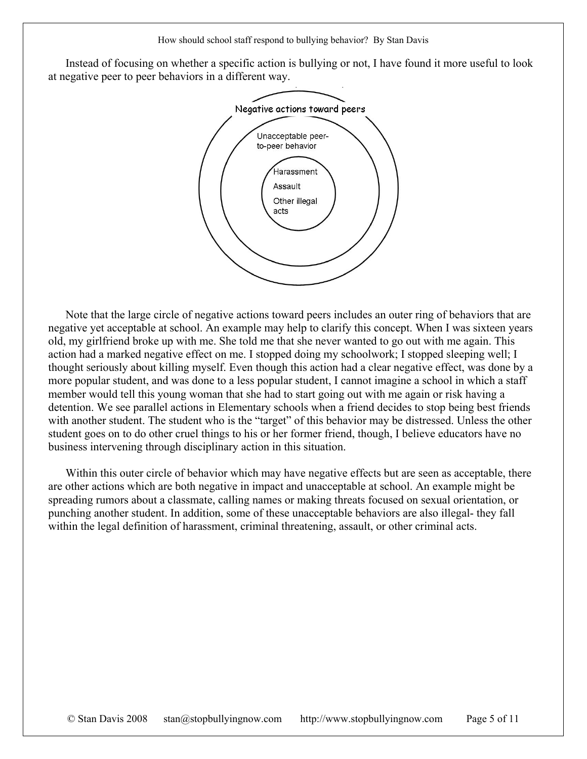Instead of focusing on whether a specific action is bullying or not, I have found it more useful to look at negative peer to peer behaviors in a different way.

Negative actions toward peers

Unacceptable peer-to-peer behavior

Harassment

Assault

Other illegal acts

Note that the large circle of negative actions toward peers includes an outer ring of behaviors that are negative yet acceptable at school. An example may help to clarify this concept. When I was sixteen years old, my girlfriend broke up with me. She told me that she never wanted to go out with me again. This action had a marked negative effect on me. I stopped doing my schoolwork; I stopped sleeping well; I thought seriously about killing myself. Even though this action had a clear negative effect, was done by a more popular student, and was done to a less popular student, I cannot imagine a school in which a staff member would tell this young woman that she had to start going out with me again or risk having a detention. We see parallel actions in Elementary schools when a friend decides to stop being best friends with another student. The student who is the "target" of this behavior may be distressed. Unless the other student goes on to do other cruel things to his or her former friend, though, I believe educators have no business intervening through disciplinary action in this situation.

Within this outer circle of behavior which may have negative effects but are seen as acceptable, there are other actions which are both negative in impact and unacceptable at school. An example might be spreading rumors about a classmate, calling names or making threats focused on sexual orientation, or punching another student. In addition, some of these unacceptable behaviors are also illegal- they fall within the legal definition of harassment, criminal threatening, assault, or other criminal acts.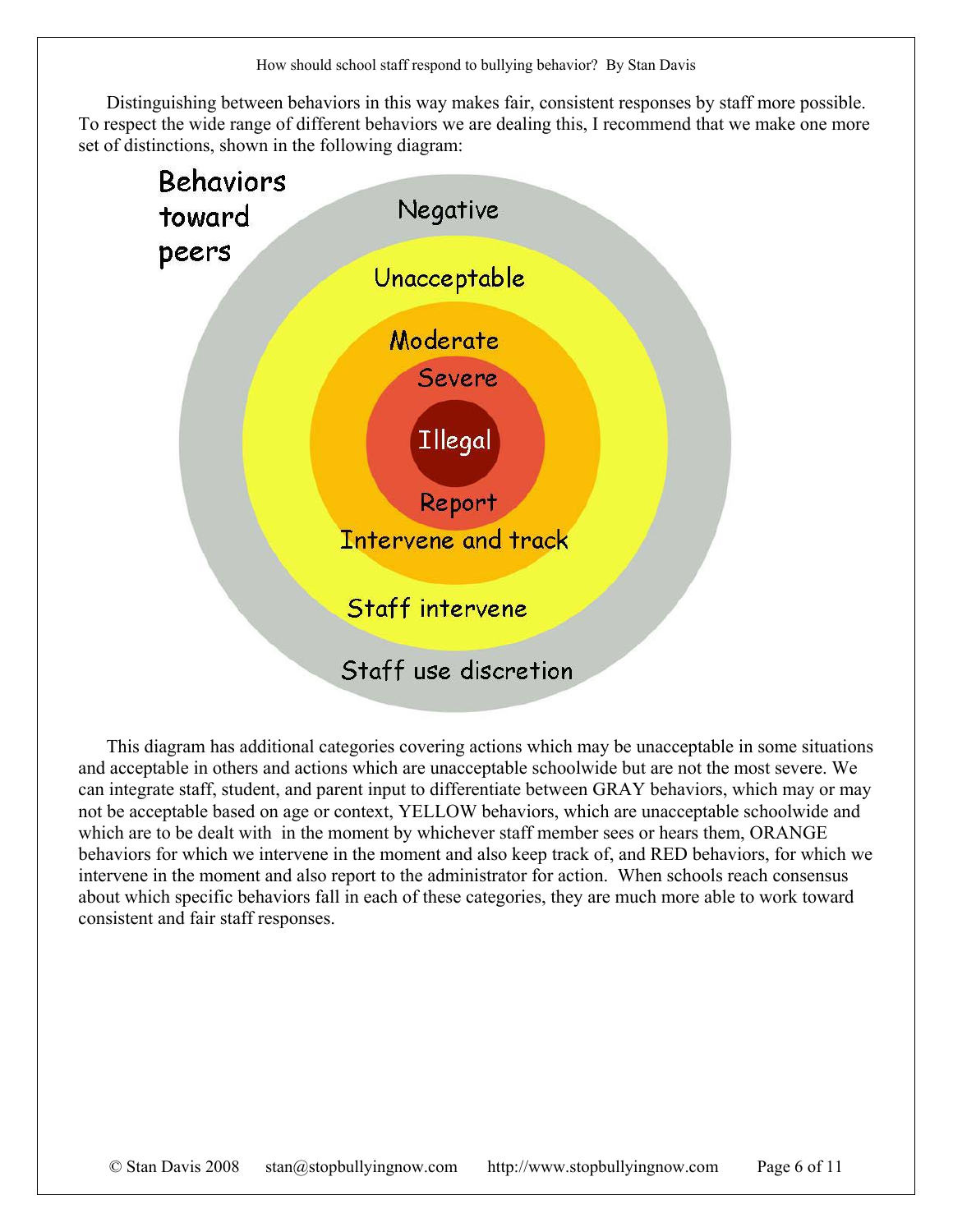Distinguishing between behaviors in this way makes fair, consistent responses by staff more possible. To respect the wide range of different behaviors we are dealing this, I recommend that we make one more set of distinctions, shown in the following diagram:

Behaviors toward peers

Negative

Unacceptable

Moderate

Severe

Illegal

Report

Intervene and track

Staff intervene

Staff use discretion

This diagram has additional categories covering actions which may be unacceptable in some situations and acceptable in others and actions which are unacceptable schoolwide but are not the most severe. We can integrate staff, student, and parent input to differentiate between GRAY behaviors, which may or may not be acceptable based on age or context, YELLOW behaviors, which are unacceptable schoolwide and which are to be dealt with in the moment by whichever staff member sees or hears them, ORANGE behaviors for which we intervene in the moment and also keep track of, and RED behaviors, for which we intervene in the moment and also report to the administrator for action. When schools reach consensus about which specific behaviors fall in each of these categories, they are much more able to work toward consistent and fair staff responses.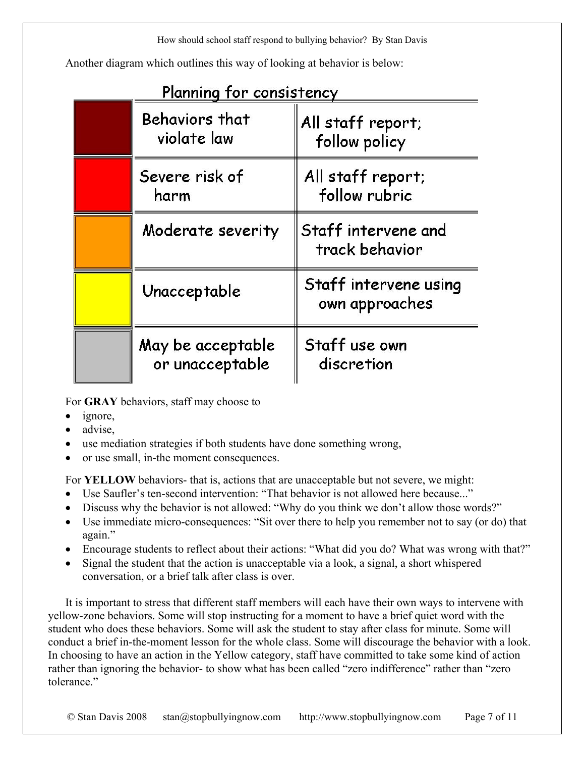Another diagram which outlines this way of looking at behavior is below:

**Planning for consistency**

| Color | Behavior | Response |
|---|---|---|
| Dark red | Behaviors that violate law | All staff report; follow policy |
| Red | Severe risk of harm | All staff report; follow rubric |
| Orange | Moderate severity | Staff intervene and track behavior |
| Yellow | Unacceptable | Staff intervene using own approaches |
| Gray | May be acceptable or unacceptable | Staff use own discretion |

For **GRAY** behaviors, staff may choose to

- ignore,
- advise,
- use mediation strategies if both students have done something wrong,
- or use small, in-the moment consequences.

For **YELLOW** behaviors- that is, actions that are unacceptable but not severe, we might:

- Use Saufler's ten-second intervention: "That behavior is not allowed here because..."
- Discuss why the behavior is not allowed: "Why do you think we don't allow those words?"
- Use immediate micro-consequences: "Sit over there to help you remember not to say (or do) that again."
- Encourage students to reflect about their actions: "What did you do? What was wrong with that?"
- Signal the student that the action is unacceptable via a look, a signal, a short whispered conversation, or a brief talk after class is over.

It is important to stress that different staff members will each have their own ways to intervene with yellow-zone behaviors. Some will stop instructing for a moment to have a brief quiet word with the student who does these behaviors. Some will ask the student to stay after class for minute. Some will conduct a brief in-the-moment lesson for the whole class. Some will discourage the behavior with a look. In choosing to have an action in the Yellow category, staff have committed to take some kind of action rather than ignoring the behavior- to show what has been called "zero indifference" rather than "zero tolerance."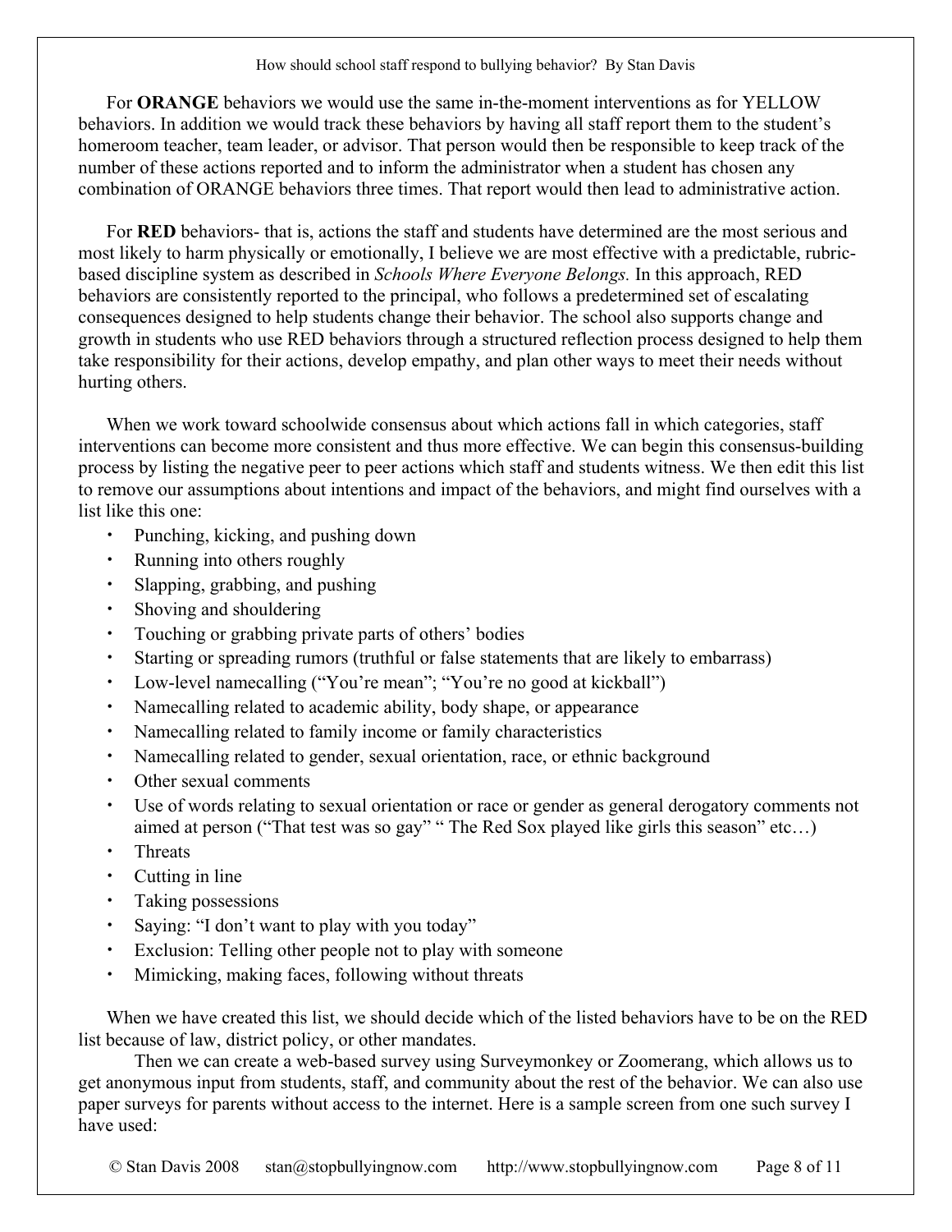For **ORANGE** behaviors we would use the same in-the-moment interventions as for YELLOW behaviors. In addition we would track these behaviors by having all staff report them to the student's homeroom teacher, team leader, or advisor. That person would then be responsible to keep track of the number of these actions reported and to inform the administrator when a student has chosen any combination of ORANGE behaviors three times. That report would then lead to administrative action.

For **RED** behaviors- that is, actions the staff and students have determined are the most serious and most likely to harm physically or emotionally, I believe we are most effective with a predictable, rubric-based discipline system as described in *Schools Where Everyone Belongs.* In this approach, RED behaviors are consistently reported to the principal, who follows a predetermined set of escalating consequences designed to help students change their behavior. The school also supports change and growth in students who use RED behaviors through a structured reflection process designed to help them take responsibility for their actions, develop empathy, and plan other ways to meet their needs without hurting others.

When we work toward schoolwide consensus about which actions fall in which categories, staff interventions can become more consistent and thus more effective. We can begin this consensus-building process by listing the negative peer to peer actions which staff and students witness. We then edit this list to remove our assumptions about intentions and impact of the behaviors, and might find ourselves with a list like this one:

- Punching, kicking, and pushing down
- Running into others roughly
- Slapping, grabbing, and pushing
- Shoving and shouldering
- Touching or grabbing private parts of others' bodies
- Starting or spreading rumors (truthful or false statements that are likely to embarrass)
- Low-level namecalling ("You're mean"; "You're no good at kickball")
- Namecalling related to academic ability, body shape, or appearance
- Namecalling related to family income or family characteristics
- Namecalling related to gender, sexual orientation, race, or ethnic background
- Other sexual comments
- Use of words relating to sexual orientation or race or gender as general derogatory comments not aimed at person ("That test was so gay" " The Red Sox played like girls this season" etc…)
- Threats
- Cutting in line
- Taking possessions
- Saying: "I don't want to play with you today"
- Exclusion: Telling other people not to play with someone
- Mimicking, making faces, following without threats

When we have created this list, we should decide which of the listed behaviors have to be on the RED list because of law, district policy, or other mandates.

Then we can create a web-based survey using Surveymonkey or Zoomerang, which allows us to get anonymous input from students, staff, and community about the rest of the behavior. We can also use paper surveys for parents without access to the internet. Here is a sample screen from one such survey I have used: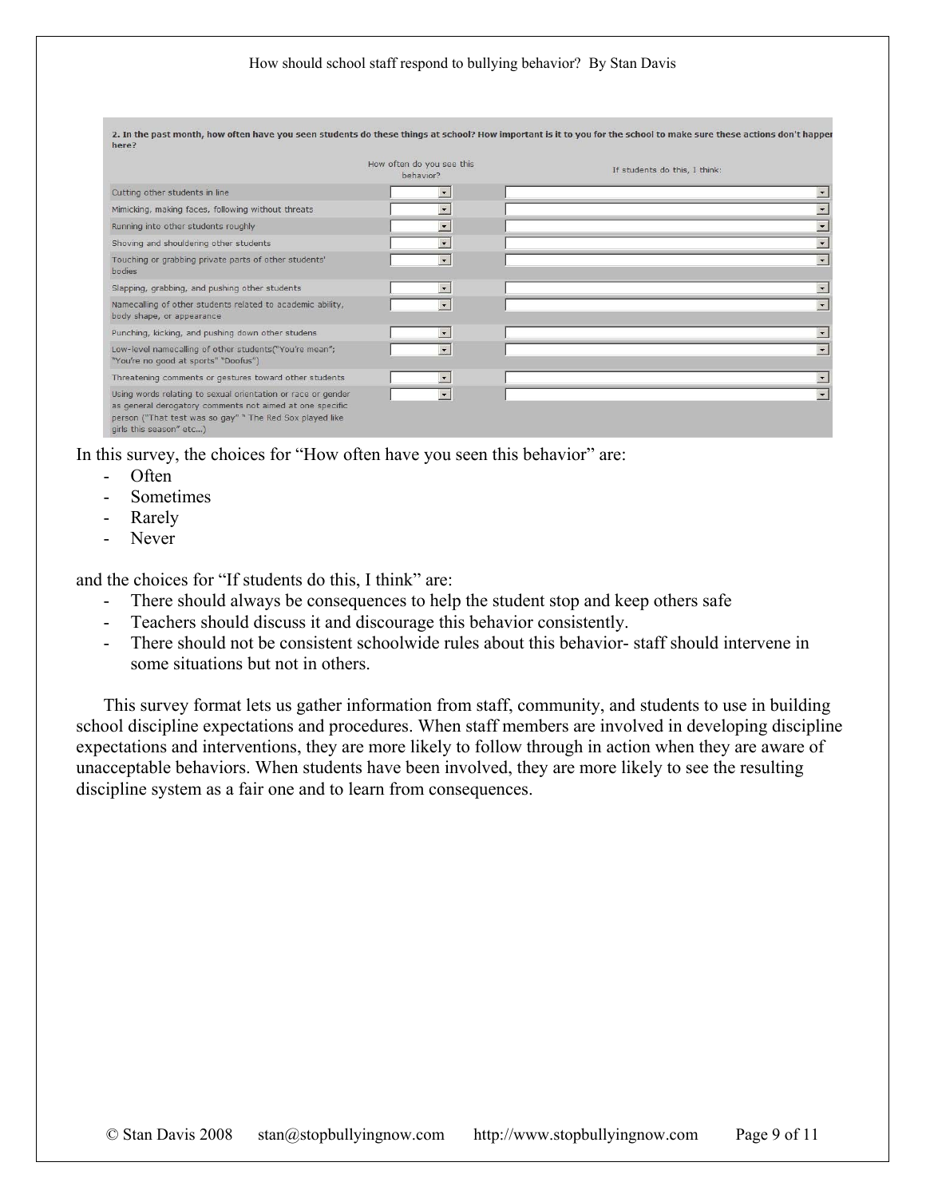**2. In the past month, how often have you seen students do these things at school? How important is it to you for the school to make sure these actions don't happen here?**

| | How often do you see this behavior? | If students do this, I think: |
| --- | --- | --- |
| Cutting other students in line | | |
| Mimicking, making faces, following without threats | | |
| Running into other students roughly | | |
| Shoving and shouldering other students | | |
| Touching or grabbing private parts of other students' bodies | | |
| Slapping, grabbing, and pushing other students | | |
| Namecalling of other students related to academic ability, body shape, or appearance | | |
| Punching, kicking, and pushing down other studens | | |
| Low-level namecalling of other students("You're mean"; "You're no good at sports" "Doofus") | | |
| Threatening comments or gestures toward other students | | |
| Using words relating to sexual orientation or race or gender as general derogatory comments not aimed at one specific person ("That test was so gay" " The Red Sox played like girls this season" etc...) | | |

In this survey, the choices for "How often have you seen this behavior" are:

- Often
- Sometimes
- Rarely
- Never

and the choices for "If students do this, I think" are:

- There should always be consequences to help the student stop and keep others safe
- Teachers should discuss it and discourage this behavior consistently.
- There should not be consistent schoolwide rules about this behavior- staff should intervene in some situations but not in others.

This survey format lets us gather information from staff, community, and students to use in building school discipline expectations and procedures. When staff members are involved in developing discipline expectations and interventions, they are more likely to follow through in action when they are aware of unacceptable behaviors. When students have been involved, they are more likely to see the resulting discipline system as a fair one and to learn from consequences.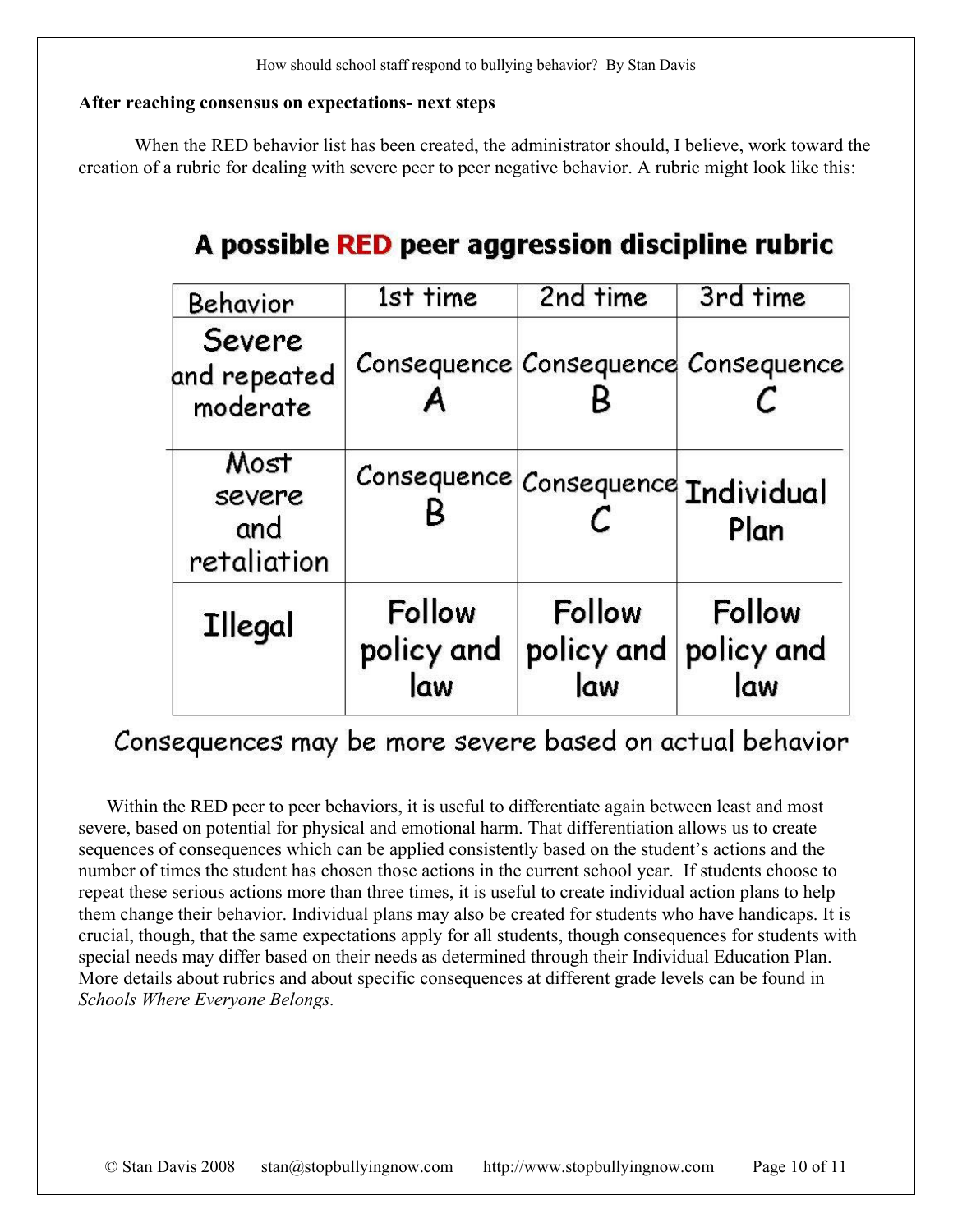**After reaching consensus on expectations- next steps**

When the RED behavior list has been created, the administrator should, I believe, work toward the creation of a rubric for dealing with severe peer to peer negative behavior. A rubric might look like this:

## A possible RED peer aggression discipline rubric

| Behavior | 1st time | 2nd time | 3rd time |
|---|---|---|---|
| Severe and repeated moderate | Consequence A | Consequence B | Consequence C |
| Most severe and retaliation | Consequence B | Consequence C | Individual Plan |
| Illegal | Follow policy and law | Follow policy and law | Follow policy and law |

Consequences may be more severe based on actual behavior

Within the RED peer to peer behaviors, it is useful to differentiate again between least and most severe, based on potential for physical and emotional harm. That differentiation allows us to create sequences of consequences which can be applied consistently based on the student's actions and the number of times the student has chosen those actions in the current school year. If students choose to repeat these serious actions more than three times, it is useful to create individual action plans to help them change their behavior. Individual plans may also be created for students who have handicaps. It is crucial, though, that the same expectations apply for all students, though consequences for students with special needs may differ based on their needs as determined through their Individual Education Plan. More details about rubrics and about specific consequences at different grade levels can be found in *Schools Where Everyone Belongs.*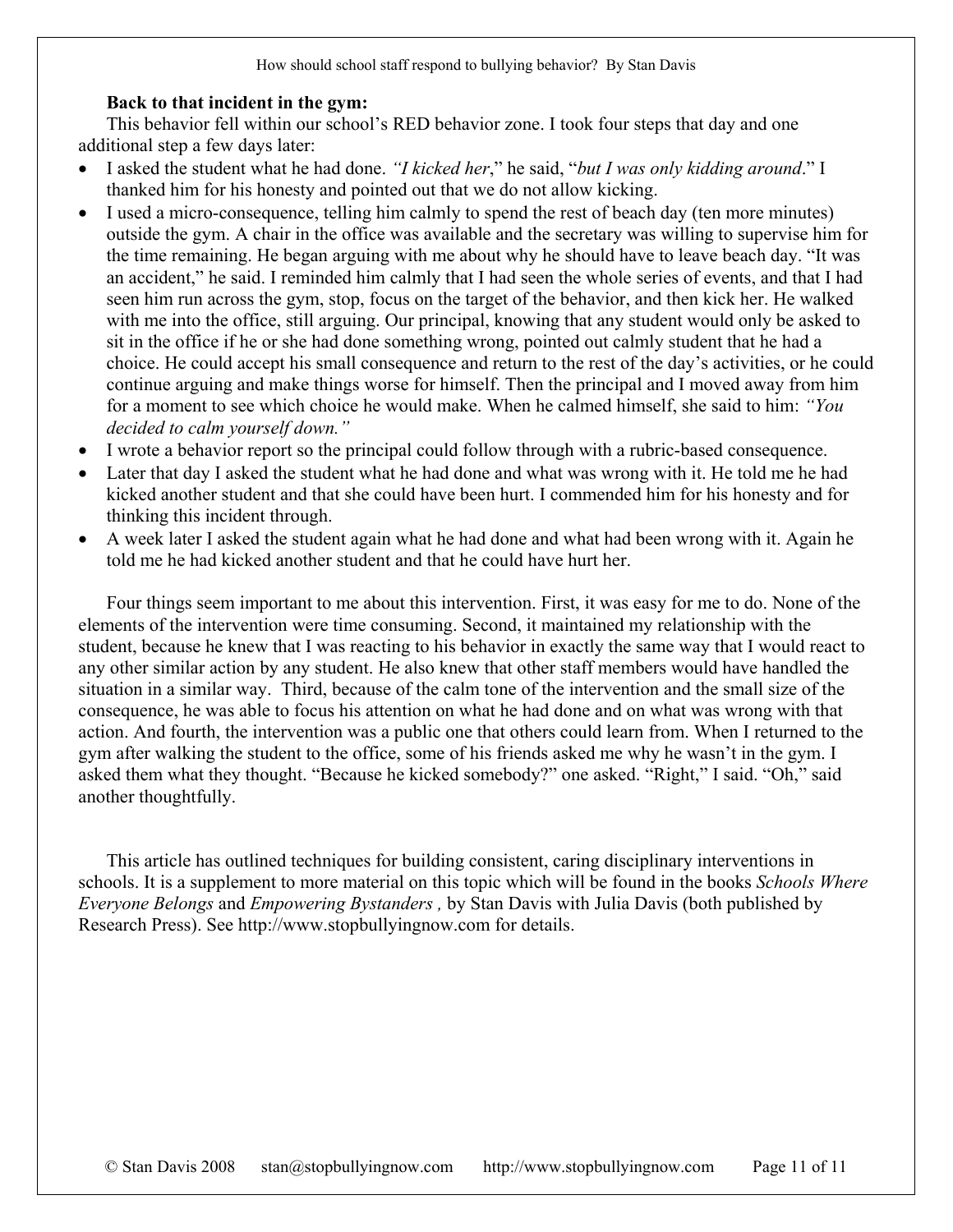**Back to that incident in the gym:**

This behavior fell within our school's RED behavior zone. I took four steps that day and one additional step a few days later:

- I asked the student what he had done. *"I kicked her*," he said, "*but I was only kidding around*." I thanked him for his honesty and pointed out that we do not allow kicking.
- I used a micro-consequence, telling him calmly to spend the rest of beach day (ten more minutes) outside the gym. A chair in the office was available and the secretary was willing to supervise him for the time remaining. He began arguing with me about why he should have to leave beach day. "It was an accident," he said. I reminded him calmly that I had seen the whole series of events, and that I had seen him run across the gym, stop, focus on the target of the behavior, and then kick her. He walked with me into the office, still arguing. Our principal, knowing that any student would only be asked to sit in the office if he or she had done something wrong, pointed out calmly student that he had a choice. He could accept his small consequence and return to the rest of the day's activities, or he could continue arguing and make things worse for himself. Then the principal and I moved away from him for a moment to see which choice he would make. When he calmed himself, she said to him: *"You decided to calm yourself down."*
- I wrote a behavior report so the principal could follow through with a rubric-based consequence.
- Later that day I asked the student what he had done and what was wrong with it. He told me he had kicked another student and that she could have been hurt. I commended him for his honesty and for thinking this incident through.
- A week later I asked the student again what he had done and what had been wrong with it. Again he told me he had kicked another student and that he could have hurt her.

Four things seem important to me about this intervention. First, it was easy for me to do. None of the elements of the intervention were time consuming. Second, it maintained my relationship with the student, because he knew that I was reacting to his behavior in exactly the same way that I would react to any other similar action by any student. He also knew that other staff members would have handled the situation in a similar way. Third, because of the calm tone of the intervention and the small size of the consequence, he was able to focus his attention on what he had done and on what was wrong with that action. And fourth, the intervention was a public one that others could learn from. When I returned to the gym after walking the student to the office, some of his friends asked me why he wasn't in the gym. I asked them what they thought. "Because he kicked somebody?" one asked. "Right," I said. "Oh," said another thoughtfully.

This article has outlined techniques for building consistent, caring disciplinary interventions in schools. It is a supplement to more material on this topic which will be found in the books *Schools Where Everyone Belongs* and *Empowering Bystanders ,* by Stan Davis with Julia Davis (both published by Research Press). See http://www.stopbullyingnow.com for details.